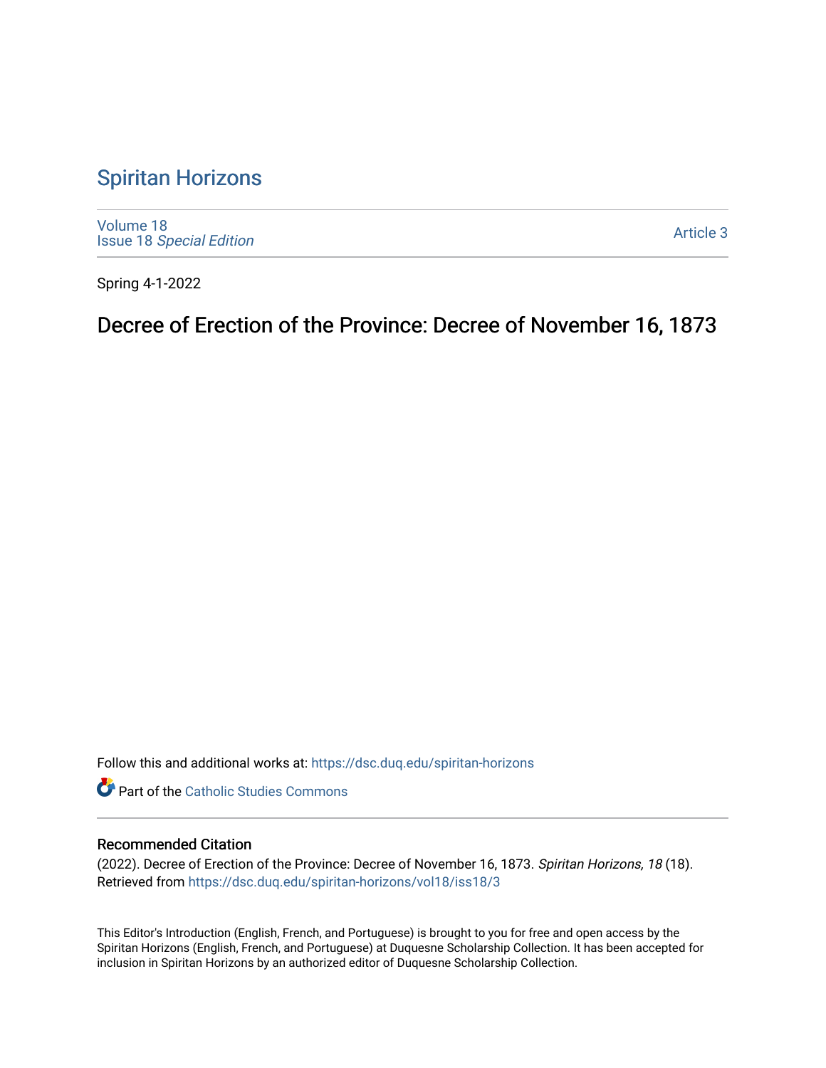# Spiritan Horizons

Volume 18
Issue 18 *Special Edition*

Article 3

Spring 4-1-2022

## Decree of Erection of the Province: Decree of November 16, 1873

Follow this and additional works at: https://dsc.duq.edu/spiritan-horizons

Part of the Catholic Studies Commons

### Recommended Citation

(2022). Decree of Erection of the Province: Decree of November 16, 1873. *Spiritan Horizons, 18* (18). Retrieved from https://dsc.duq.edu/spiritan-horizons/vol18/iss18/3

This Editor's Introduction (English, French, and Portuguese) is brought to you for free and open access by the Spiritan Horizons (English, French, and Portuguese) at Duquesne Scholarship Collection. It has been accepted for inclusion in Spiritan Horizons by an authorized editor of Duquesne Scholarship Collection.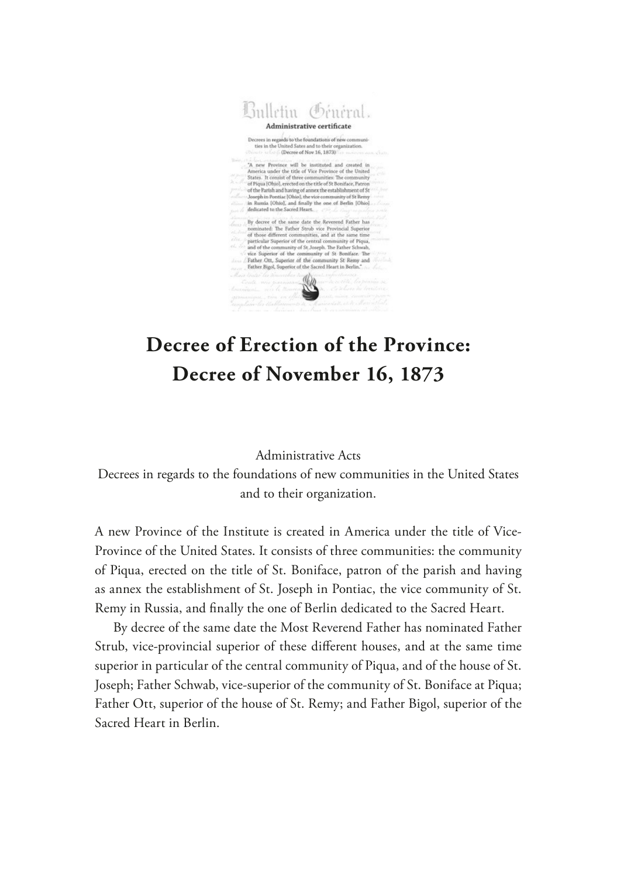# Decree of Erection of the Province: Decree of November 16, 1873

Administrative Acts
Decrees in regards to the foundations of new communities in the United States and to their organization.

A new Province of the Institute is created in America under the title of Vice-Province of the United States. It consists of three communities: the community of Piqua, erected on the title of St. Boniface, patron of the parish and having as annex the establishment of St. Joseph in Pontiac, the vice community of St. Remy in Russia, and finally the one of Berlin dedicated to the Sacred Heart.

By decree of the same date the Most Reverend Father has nominated Father Strub, vice-provincial superior of these different houses, and at the same time superior in particular of the central community of Piqua, and of the house of St. Joseph; Father Schwab, vice-superior of the community of St. Boniface at Piqua; Father Ott, superior of the house of St. Remy; and Father Bigol, superior of the Sacred Heart in Berlin.